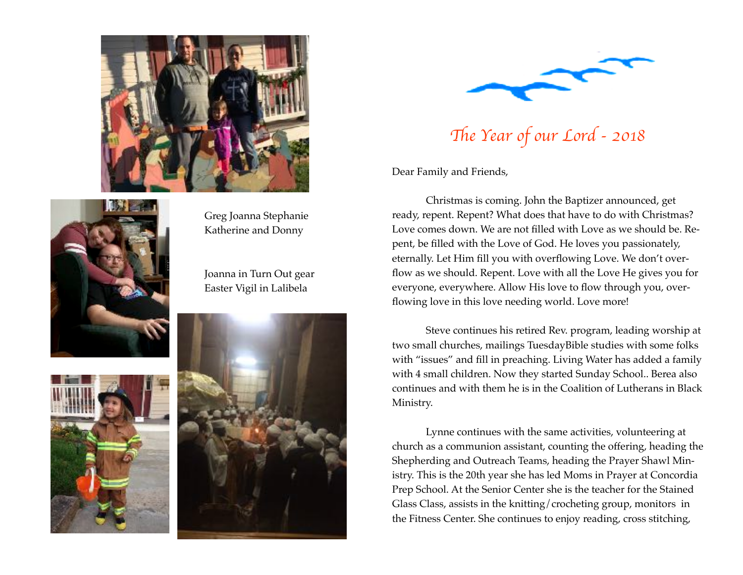Greg Joanna Stephanie Katherine and Donny

Joanna in Turn Out gear
Easter Vigil in Lalibela

# *The Year of our Lord - 2018*

Dear Family and Friends,

Christmas is coming. John the Baptizer announced, get ready, repent. Repent? What does that have to do with Christmas? Love comes down. We are not filled with Love as we should be. Repent, be filled with the Love of God. He loves you passionately, eternally. Let Him fill you with overflowing Love. We don't overflow as we should. Repent. Love with all the Love He gives you for everyone, everywhere. Allow His love to flow through you, overflowing love in this love needing world. Love more!

Steve continues his retired Rev. program, leading worship at two small churches, mailings TuesdayBible studies with some folks with "issues" and fill in preaching. Living Water has added a family with 4 small children. Now they started Sunday School.. Berea also continues and with them he is in the Coalition of Lutherans in Black Ministry.

Lynne continues with the same activities, volunteering at church as a communion assistant, counting the offering, heading the Shepherding and Outreach Teams, heading the Prayer Shawl Ministry. This is the 20th year she has led Moms in Prayer at Concordia Prep School. At the Senior Center she is the teacher for the Stained Glass Class, assists in the knitting/crocheting group, monitors in the Fitness Center. She continues to enjoy reading, cross stitching,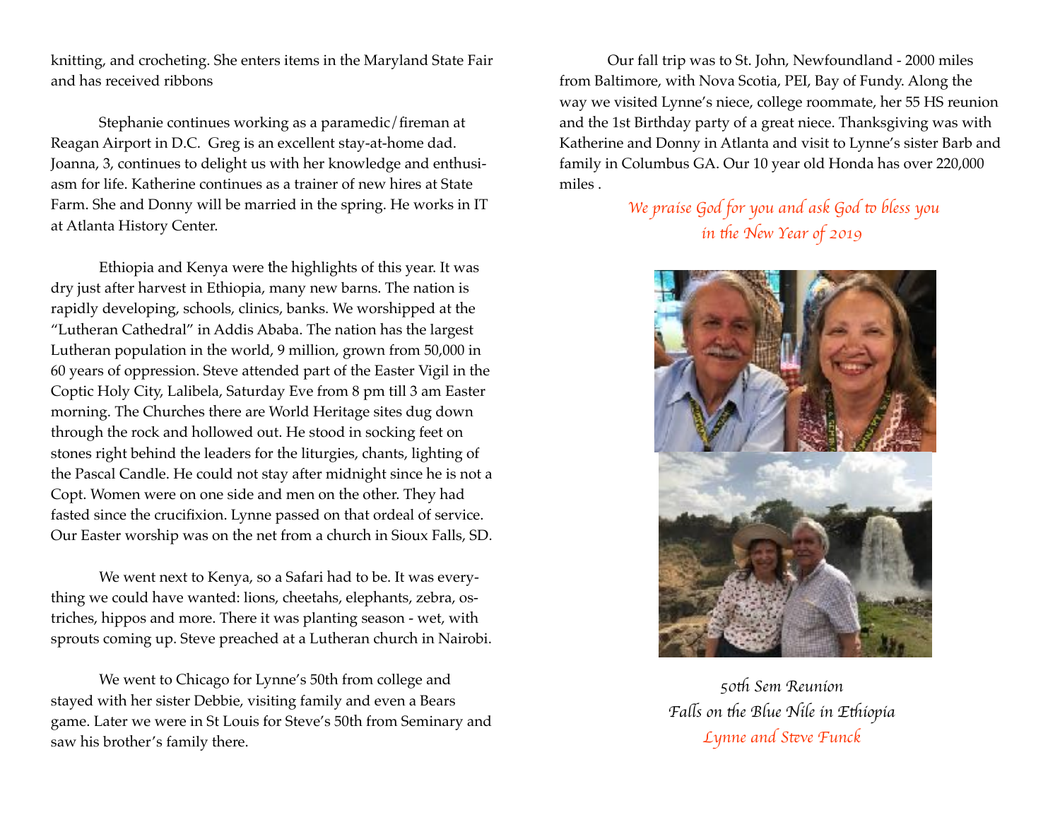knitting, and crocheting. She enters items in the Maryland State Fair and has received ribbons

Stephanie continues working as a paramedic/fireman at Reagan Airport in D.C.  Greg is an excellent stay-at-home dad. Joanna, 3, continues to delight us with her knowledge and enthusiasm for life. Katherine continues as a trainer of new hires at State Farm. She and Donny will be married in the spring. He works in IT at Atlanta History Center.

Ethiopia and Kenya were the highlights of this year. It was dry just after harvest in Ethiopia, many new barns. The nation is rapidly developing, schools, clinics, banks. We worshipped at the "Lutheran Cathedral" in Addis Ababa. The nation has the largest Lutheran population in the world, 9 million, grown from 50,000 in 60 years of oppression. Steve attended part of the Easter Vigil in the Coptic Holy City, Lalibela, Saturday Eve from 8 pm till 3 am Easter morning. The Churches there are World Heritage sites dug down through the rock and hollowed out. He stood in socking feet on stones right behind the leaders for the liturgies, chants, lighting of the Pascal Candle. He could not stay after midnight since he is not a Copt. Women were on one side and men on the other. They had fasted since the crucifixion. Lynne passed on that ordeal of service. Our Easter worship was on the net from a church in Sioux Falls, SD.

We went next to Kenya, so a Safari had to be. It was everything we could have wanted: lions, cheetahs, elephants, zebra, ostriches, hippos and more. There it was planting season - wet, with sprouts coming up. Steve preached at a Lutheran church in Nairobi.

We went to Chicago for Lynne's 50th from college and stayed with her sister Debbie, visiting family and even a Bears game. Later we were in St Louis for Steve's 50th from Seminary and saw his brother's family there.

Our fall trip was to St. John, Newfoundland - 2000 miles from Baltimore, with Nova Scotia, PEI, Bay of Fundy. Along the way we visited Lynne's niece, college roommate, her 55 HS reunion and the 1st Birthday party of a great niece. Thanksgiving was with Katherine and Donny in Atlanta and visit to Lynne's sister Barb and family in Columbus GA. Our 10 year old Honda has over 220,000 miles .

*We praise God for you and ask God to bless you in the New Year of 2019*

*50th Sem Reunion*

*Falls on the Blue Nile in Ethiopia*

*Lynne and Steve Funck*